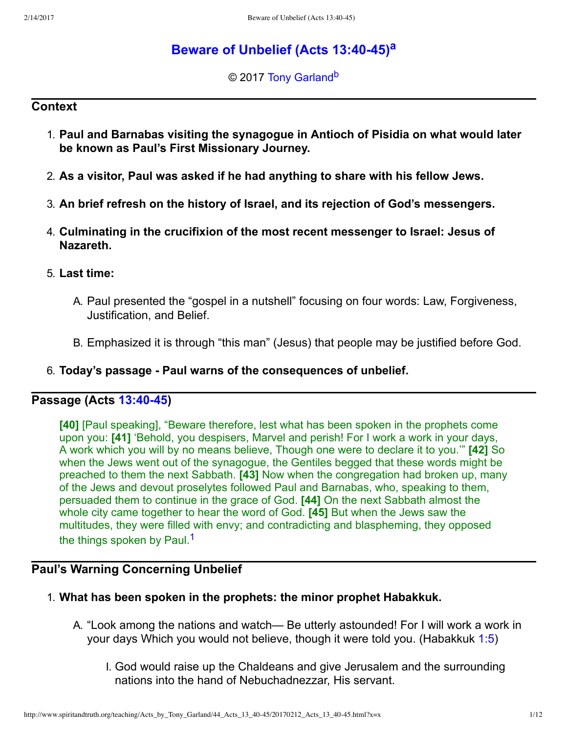# Beware of Unbelief (Acts 13:40-45)[a]

© 2017 Tony Garland[b]

## Context

1. **Paul and Barnabas visiting the synagogue in Antioch of Pisidia on what would later be known as Paul's First Missionary Journey.**
2. **As a visitor, Paul was asked if he had anything to share with his fellow Jews.**
3. **An brief refresh on the history of Israel, and its rejection of God's messengers.**
4. **Culminating in the crucifixion of the most recent messenger to Israel: Jesus of Nazareth.**
5. **Last time:**
   A. Paul presented the "gospel in a nutshell" focusing on four words: Law, Forgiveness, Justification, and Belief.
   B. Emphasized it is through "this man" (Jesus) that people may be justified before God.
6. **Today's passage - Paul warns of the consequences of unbelief.**

## Passage (Acts 13:40-45)

> **[40]** [Paul speaking], "Beware therefore, lest what has been spoken in the prophets come upon you: **[41]** 'Behold, you despisers, Marvel and perish! For I work a work in your days, A work which you will by no means believe, Though one were to declare it to you.'" **[42]** So when the Jews went out of the synagogue, the Gentiles begged that these words might be preached to them the next Sabbath. **[43]** Now when the congregation had broken up, many of the Jews and devout proselytes followed Paul and Barnabas, who, speaking to them, persuaded them to continue in the grace of God. **[44]** On the next Sabbath almost the whole city came together to hear the word of God. **[45]** But when the Jews saw the multitudes, they were filled with envy; and contradicting and blaspheming, they opposed the things spoken by Paul.[1]

## Paul's Warning Concerning Unbelief

1. **What has been spoken in the prophets: the minor prophet Habakkuk.**
   A. "Look among the nations and watch— Be utterly astounded! For I will work a work in your days Which you would not believe, though it were told you. (Habakkuk 1:5)
      I. God would raise up the Chaldeans and give Jerusalem and the surrounding nations into the hand of Nebuchadnezzar, His servant.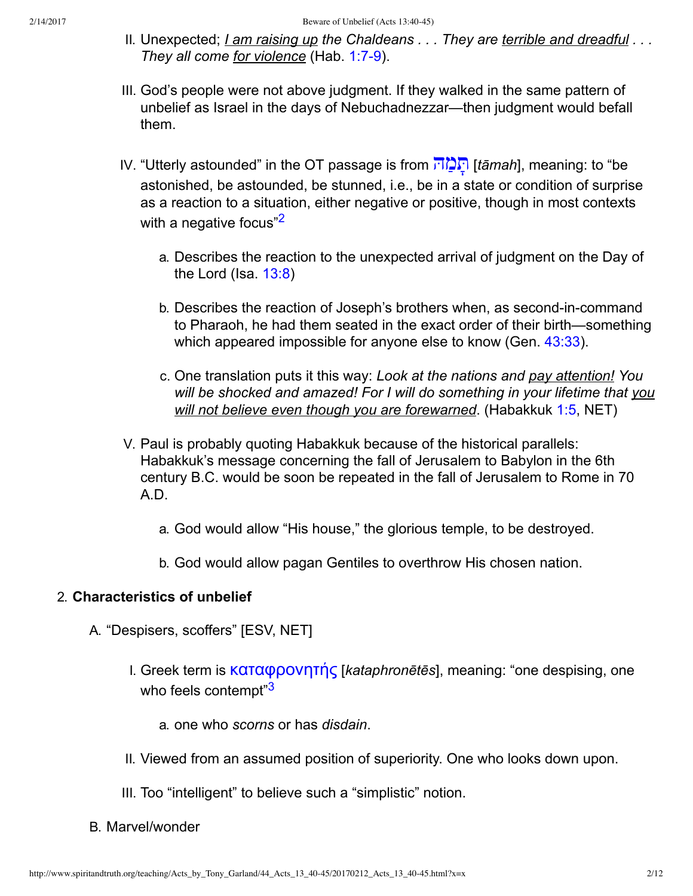II. Unexpected; *I am raising up the Chaldeans . . . They are terrible and dreadful . . . They all come for violence* (Hab. 1:7-9).

III. God's people were not above judgment. If they walked in the same pattern of unbelief as Israel in the days of Nebuchadnezzar—then judgment would befall them.

IV. "Utterly astounded" in the OT passage is from תָּמַהּ [*tāmah*], meaning: to "be astonished, be astounded, be stunned, i.e., be in a state or condition of surprise as a reaction to a situation, either negative or positive, though in most contexts with a negative focus"[2]

a. Describes the reaction to the unexpected arrival of judgment on the Day of the Lord (Isa. 13:8)

b. Describes the reaction of Joseph's brothers when, as second-in-command to Pharaoh, he had them seated in the exact order of their birth—something which appeared impossible for anyone else to know (Gen. 43:33).

c. One translation puts it this way: *Look at the nations and pay attention! You will be shocked and amazed! For I will do something in your lifetime that you will not believe even though you are forewarned*. (Habakkuk 1:5, NET)

V. Paul is probably quoting Habakkuk because of the historical parallels: Habakkuk's message concerning the fall of Jerusalem to Babylon in the 6th century B.C. would be soon be repeated in the fall of Jerusalem to Rome in 70 A.D.

a. God would allow "His house," the glorious temple, to be destroyed.

b. God would allow pagan Gentiles to overthrow His chosen nation.

2. **Characteristics of unbelief**

A. "Despisers, scoffers" [ESV, NET]

I. Greek term is καταφρονητής [*kataphronētēs*], meaning: "one despising, one who feels contempt"[3]

a. one who *scorns* or has *disdain*.

II. Viewed from an assumed position of superiority. One who looks down upon.

III. Too "intelligent" to believe such a "simplistic" notion.

B. Marvel/wonder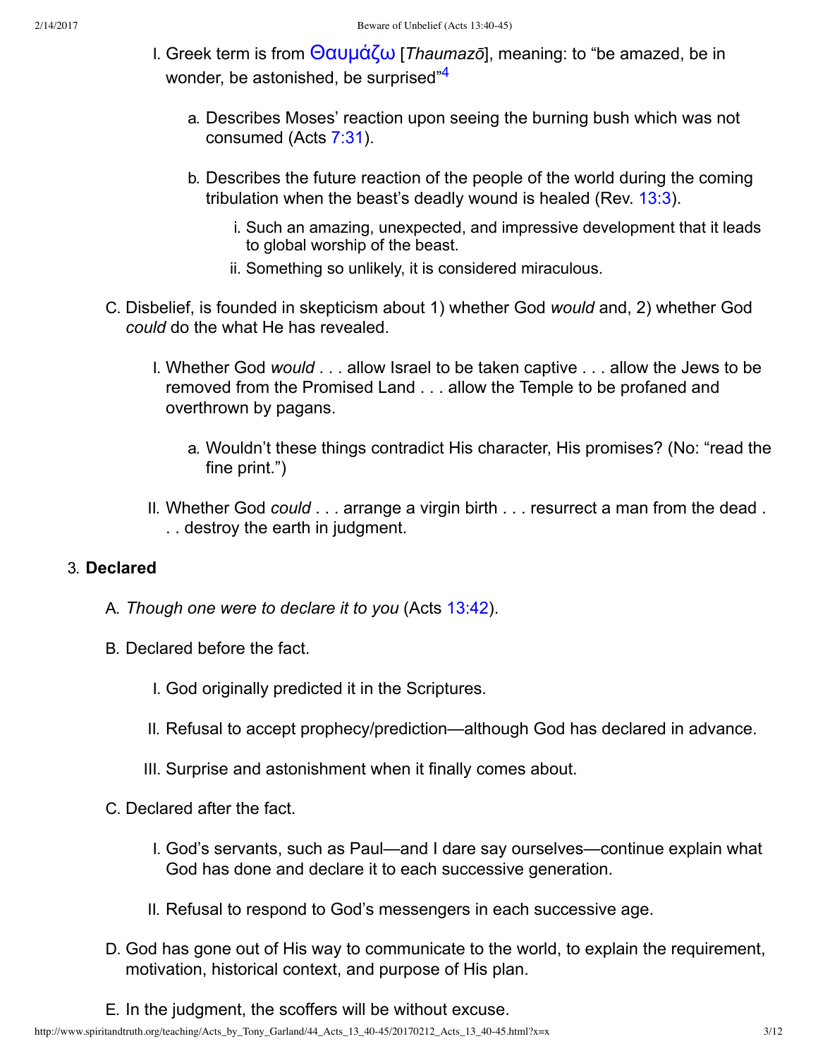I. Greek term is from Θαυμάζω [*Thaumazō*], meaning: to "be amazed, be in wonder, be astonished, be surprised"[4]

  a. Describes Moses' reaction upon seeing the burning bush which was not consumed (Acts 7:31).

  b. Describes the future reaction of the people of the world during the coming tribulation when the beast's deadly wound is healed (Rev. 13:3).

    i. Such an amazing, unexpected, and impressive development that it leads to global worship of the beast.
    ii. Something so unlikely, it is considered miraculous.

C. Disbelief, is founded in skepticism about 1) whether God *would* and, 2) whether God *could* do the what He has revealed.

  I. Whether God *would* . . . allow Israel to be taken captive . . . allow the Jews to be removed from the Promised Land . . . allow the Temple to be profaned and overthrown by pagans.

    a. Wouldn't these things contradict His character, His promises? (No: "read the fine print.")

  II. Whether God *could* . . . arrange a virgin birth . . . resurrect a man from the dead . . . destroy the earth in judgment.

3. **Declared**

  A. *Though one were to declare it to you* (Acts 13:42).

  B. Declared before the fact.

    I. God originally predicted it in the Scriptures.

    II. Refusal to accept prophecy/prediction—although God has declared in advance.

    III. Surprise and astonishment when it finally comes about.

  C. Declared after the fact.

    I. God's servants, such as Paul—and I dare say ourselves—continue explain what God has done and declare it to each successive generation.

    II. Refusal to respond to God's messengers in each successive age.

  D. God has gone out of His way to communicate to the world, to explain the requirement, motivation, historical context, and purpose of His plan.

  E. In the judgment, the scoffers will be without excuse.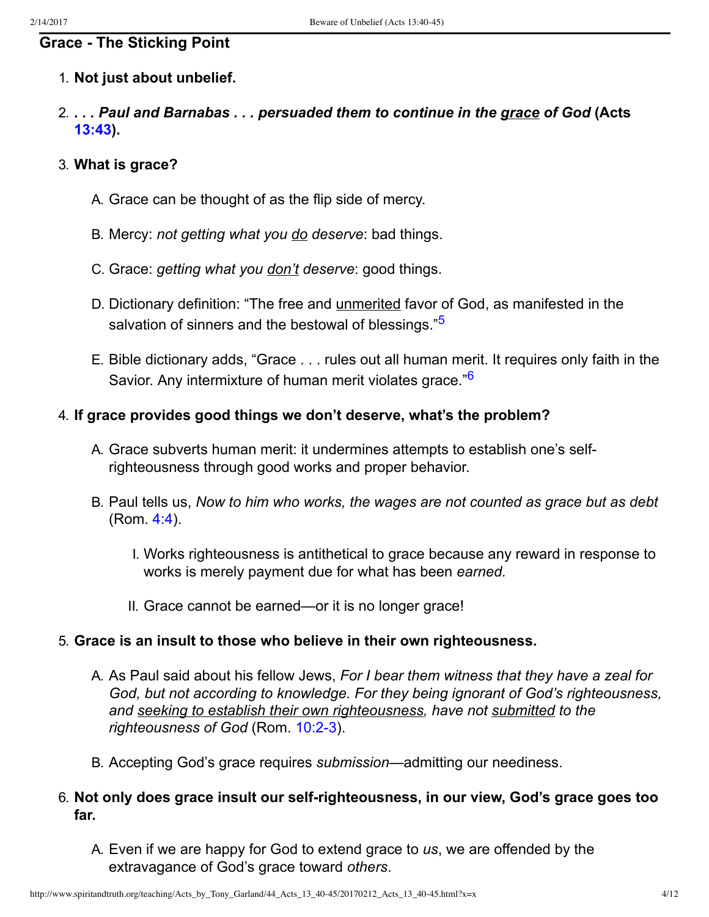## Grace - The Sticking Point

1. **Not just about unbelief.**
2. ***. . . Paul and Barnabas . . . persuaded them to continue in the grace of God* (Acts 13:43).**
3. **What is grace?**
    A. Grace can be thought of as the flip side of mercy.
    B. Mercy: *not getting what you do deserve*: bad things.
    C. Grace: *getting what you don't deserve*: good things.
    D. Dictionary definition: "The free and unmerited favor of God, as manifested in the salvation of sinners and the bestowal of blessings."[5]
    E. Bible dictionary adds, "Grace . . . rules out all human merit. It requires only faith in the Savior. Any intermixture of human merit violates grace."[6]
4. **If grace provides good things we don't deserve, what's the problem?**
    A. Grace subverts human merit: it undermines attempts to establish one's self-righteousness through good works and proper behavior.
    B. Paul tells us, *Now to him who works, the wages are not counted as grace but as debt* (Rom. 4:4).
        I. Works righteousness is antithetical to grace because any reward in response to works is merely payment due for what has been *earned.*
        II. Grace cannot be earned—or it is no longer grace!
5. **Grace is an insult to those who believe in their own righteousness.**
    A. As Paul said about his fellow Jews, *For I bear them witness that they have a zeal for God, but not according to knowledge. For they being ignorant of God's righteousness, and seeking to establish their own righteousness, have not submitted to the righteousness of God* (Rom. 10:2-3).
    B. Accepting God's grace requires *submission*—admitting our neediness.
6. **Not only does grace insult our self-righteousness, in our view, God's grace goes too far.**
    A. Even if we are happy for God to extend grace to *us*, we are offended by the extravagance of God's grace toward *others*.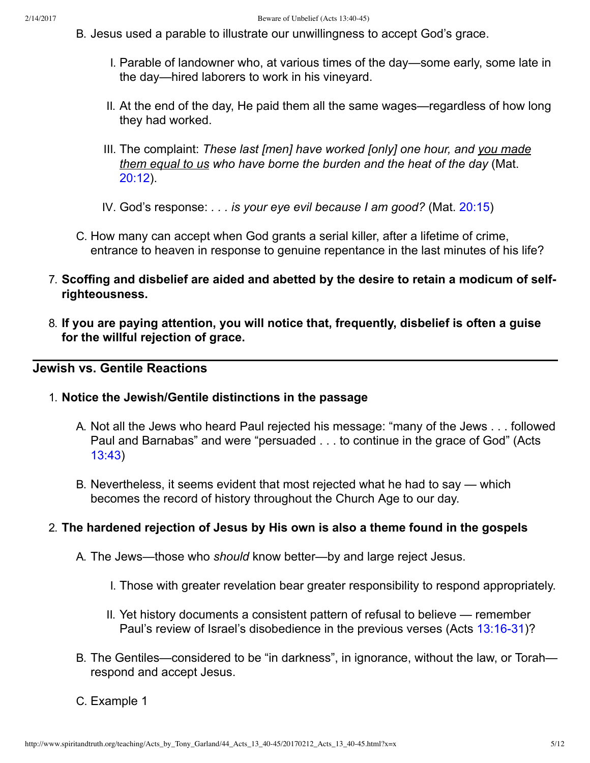B. Jesus used a parable to illustrate our unwillingness to accept God's grace.

    I. Parable of landowner who, at various times of the day—some early, some late in the day—hired laborers to work in his vineyard.

    II. At the end of the day, He paid them all the same wages—regardless of how long they had worked.

    III. The complaint: *These last [men] have worked [only] one hour, and <u>you made them equal to us</u> who have borne the burden and the heat of the day* (Mat. 20:12).

    IV. God's response: *. . . is your eye evil because I am good?* (Mat. 20:15)

C. How many can accept when God grants a serial killer, after a lifetime of crime, entrance to heaven in response to genuine repentance in the last minutes of his life?

7. **Scoffing and disbelief are aided and abetted by the desire to retain a modicum of self-righteousness.**

8. **If you are paying attention, you will notice that, frequently, disbelief is often a guise for the willful rejection of grace.**

---

## Jewish vs. Gentile Reactions

1. **Notice the Jewish/Gentile distinctions in the passage**

    A. Not all the Jews who heard Paul rejected his message: "many of the Jews . . . followed Paul and Barnabas" and were "persuaded . . . to continue in the grace of God" (Acts 13:43)

    B. Nevertheless, it seems evident that most rejected what he had to say — which becomes the record of history throughout the Church Age to our day.

2. **The hardened rejection of Jesus by His own is also a theme found in the gospels**

    A. The Jews—those who *should* know better—by and large reject Jesus.

        I. Those with greater revelation bear greater responsibility to respond appropriately.

        II. Yet history documents a consistent pattern of refusal to believe — remember Paul's review of Israel's disobedience in the previous verses (Acts 13:16-31)?

    B. The Gentiles—considered to be "in darkness", in ignorance, without the law, or Torah—respond and accept Jesus.

    C. Example 1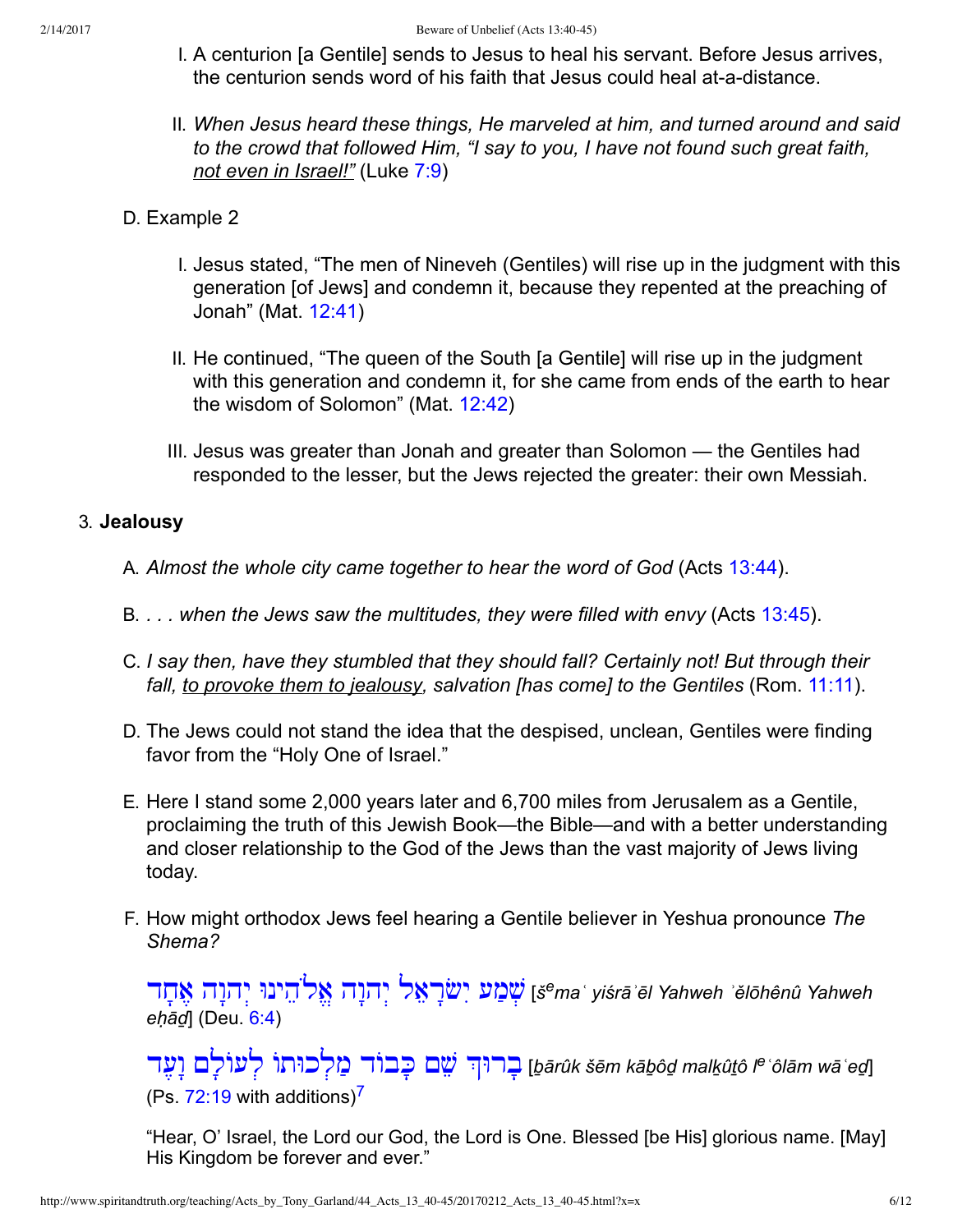I. A centurion [a Gentile] sends to Jesus to heal his servant. Before Jesus arrives, the centurion sends word of his faith that Jesus could heal at-a-distance.

II. *When Jesus heard these things, He marveled at him, and turned around and said to the crowd that followed Him, "I say to you, I have not found such great faith, not even in Israel!"* (Luke 7:9)

D. Example 2

I. Jesus stated, "The men of Nineveh (Gentiles) will rise up in the judgment with this generation [of Jews] and condemn it, because they repented at the preaching of Jonah" (Mat. 12:41)

II. He continued, "The queen of the South [a Gentile] will rise up in the judgment with this generation and condemn it, for she came from ends of the earth to hear the wisdom of Solomon" (Mat. 12:42)

III. Jesus was greater than Jonah and greater than Solomon — the Gentiles had responded to the lesser, but the Jews rejected the greater: their own Messiah.

3. **Jealousy**

A. *Almost the whole city came together to hear the word of God* (Acts 13:44).

B. *. . . when the Jews saw the multitudes, they were filled with envy* (Acts 13:45).

C. *I say then, have they stumbled that they should fall? Certainly not! But through their fall, to provoke them to jealousy, salvation [has come] to the Gentiles* (Rom. 11:11).

D. The Jews could not stand the idea that the despised, unclean, Gentiles were finding favor from the "Holy One of Israel."

E. Here I stand some 2,000 years later and 6,700 miles from Jerusalem as a Gentile, proclaiming the truth of this Jewish Book—the Bible—and with a better understanding and closer relationship to the God of the Jews than the vast majority of Jews living today.

F. How might orthodox Jews feel hearing a Gentile believer in Yeshua pronounce *The Shema?*

שְׁמַע יִשְׂרָאֵל יְהוָה אֱלֹהֵינוּ יְהוָה אֶחָד [*šᵉmaʿ yiśrāʾēl Yahweh ʾĕlōhênû Yahweh eḥāḏ*] (Deu. 6:4)

בָּרוּךְ שֵׁם כְּבוֹד מַלְכוּתוֹ לְעוֹלָם וָעֶד [*ḇārûk šēm kāḇôḏ malḵûṯô lᵉʿôlām wāʿeḏ*] (Ps. 72:19 with additions)[7]

"Hear, O' Israel, the Lord our God, the Lord is One. Blessed [be His] glorious name. [May] His Kingdom be forever and ever."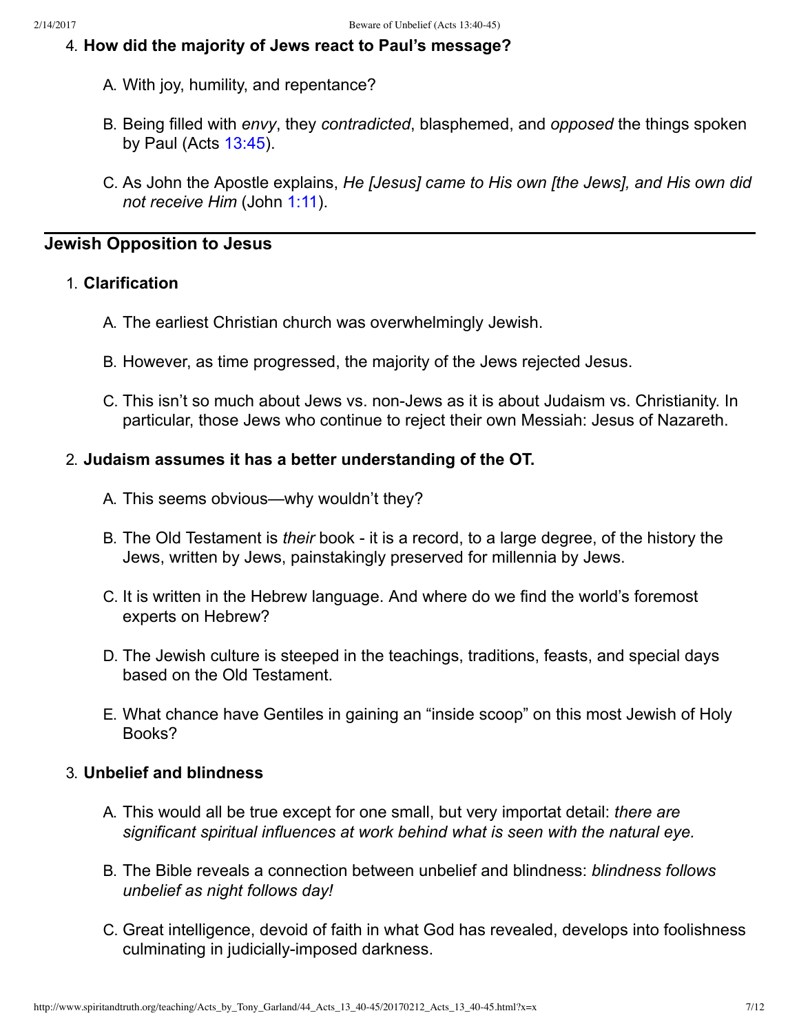4. **How did the majority of Jews react to Paul's message?**

    A. With joy, humility, and repentance?

    B. Being filled with *envy*, they *contradicted*, blasphemed, and *opposed* the things spoken by Paul (Acts 13:45).

    C. As John the Apostle explains, *He [Jesus] came to His own [the Jews], and His own did not receive Him* (John 1:11).

---

## Jewish Opposition to Jesus

1. **Clarification**

    A. The earliest Christian church was overwhelmingly Jewish.

    B. However, as time progressed, the majority of the Jews rejected Jesus.

    C. This isn't so much about Jews vs. non-Jews as it is about Judaism vs. Christianity. In particular, those Jews who continue to reject their own Messiah: Jesus of Nazareth.

2. **Judaism assumes it has a better understanding of the OT.**

    A. This seems obvious—why wouldn't they?

    B. The Old Testament is *their* book - it is a record, to a large degree, of the history the Jews, written by Jews, painstakingly preserved for millennia by Jews.

    C. It is written in the Hebrew language. And where do we find the world's foremost experts on Hebrew?

    D. The Jewish culture is steeped in the teachings, traditions, feasts, and special days based on the Old Testament.

    E. What chance have Gentiles in gaining an "inside scoop" on this most Jewish of Holy Books?

3. **Unbelief and blindness**

    A. This would all be true except for one small, but very importat detail: *there are significant spiritual influences at work behind what is seen with the natural eye.*

    B. The Bible reveals a connection between unbelief and blindness: *blindness follows unbelief as night follows day!*

    C. Great intelligence, devoid of faith in what God has revealed, develops into foolishness culminating in judicially-imposed darkness.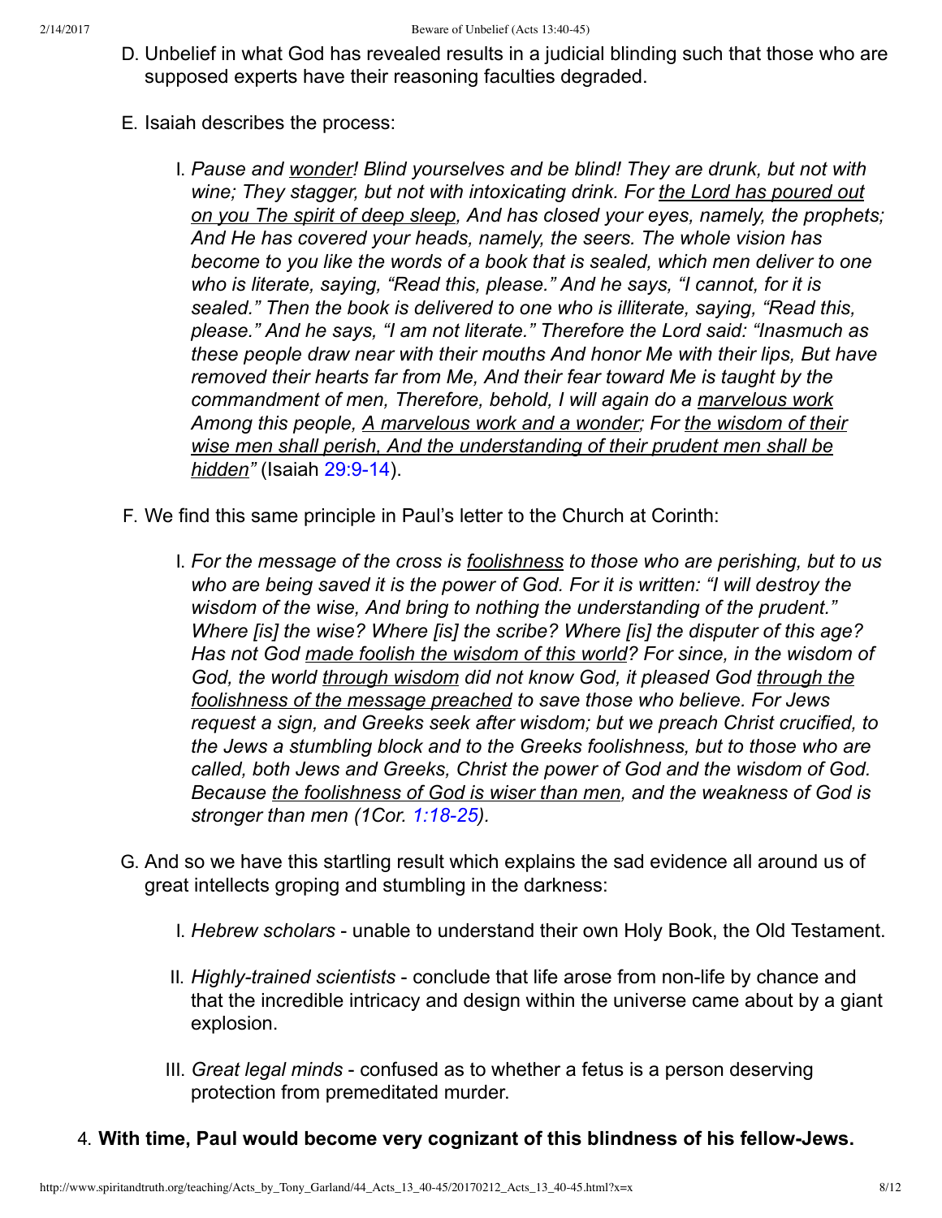D. Unbelief in what God has revealed results in a judicial blinding such that those who are supposed experts have their reasoning faculties degraded.

E. Isaiah describes the process:

   I. *Pause and <u>wonder</u>! Blind yourselves and be blind! They are drunk, but not with wine; They stagger, but not with intoxicating drink. For <u>the Lord has poured out on you The spirit of deep sleep</u>, And has closed your eyes, namely, the prophets; And He has covered your heads, namely, the seers. The whole vision has become to you like the words of a book that is sealed, which men deliver to one who is literate, saying, "Read this, please." And he says, "I cannot, for it is sealed." Then the book is delivered to one who is illiterate, saying, "Read this, please." And he says, "I am not literate." Therefore the Lord said: "Inasmuch as these people draw near with their mouths And honor Me with their lips, But have removed their hearts far from Me, And their fear toward Me is taught by the commandment of men, Therefore, behold, I will again do a <u>marvelous work</u> Among this people, <u>A marvelous work and a wonder</u>; For <u>the wisdom of their wise men shall perish, And the understanding of their prudent men shall be hidden</u>"* (Isaiah 29:9-14).

F. We find this same principle in Paul's letter to the Church at Corinth:

   I. *For the message of the cross is <u>foolishness</u> to those who are perishing, but to us who are being saved it is the power of God. For it is written: "I will destroy the wisdom of the wise, And bring to nothing the understanding of the prudent." Where [is] the wise? Where [is] the scribe? Where [is] the disputer of this age? Has not God <u>made foolish the wisdom of this world</u>? For since, in the wisdom of God, the world <u>through wisdom</u> did not know God, it pleased God <u>through the foolishness of the message preached</u> to save those who believe. For Jews request a sign, and Greeks seek after wisdom; but we preach Christ crucified, to the Jews a stumbling block and to the Greeks foolishness, but to those who are called, both Jews and Greeks, Christ the power of God and the wisdom of God. Because <u>the foolishness of God is wiser than men</u>, and the weakness of God is stronger than men (1Cor. 1:18-25).*

G. And so we have this startling result which explains the sad evidence all around us of great intellects groping and stumbling in the darkness:

   I. *Hebrew scholars* - unable to understand their own Holy Book, the Old Testament.

   II. *Highly-trained scientists* - conclude that life arose from non-life by chance and that the incredible intricacy and design within the universe came about by a giant explosion.

   III. *Great legal minds* - confused as to whether a fetus is a person deserving protection from premeditated murder.

4. **With time, Paul would become very cognizant of this blindness of his fellow-Jews.**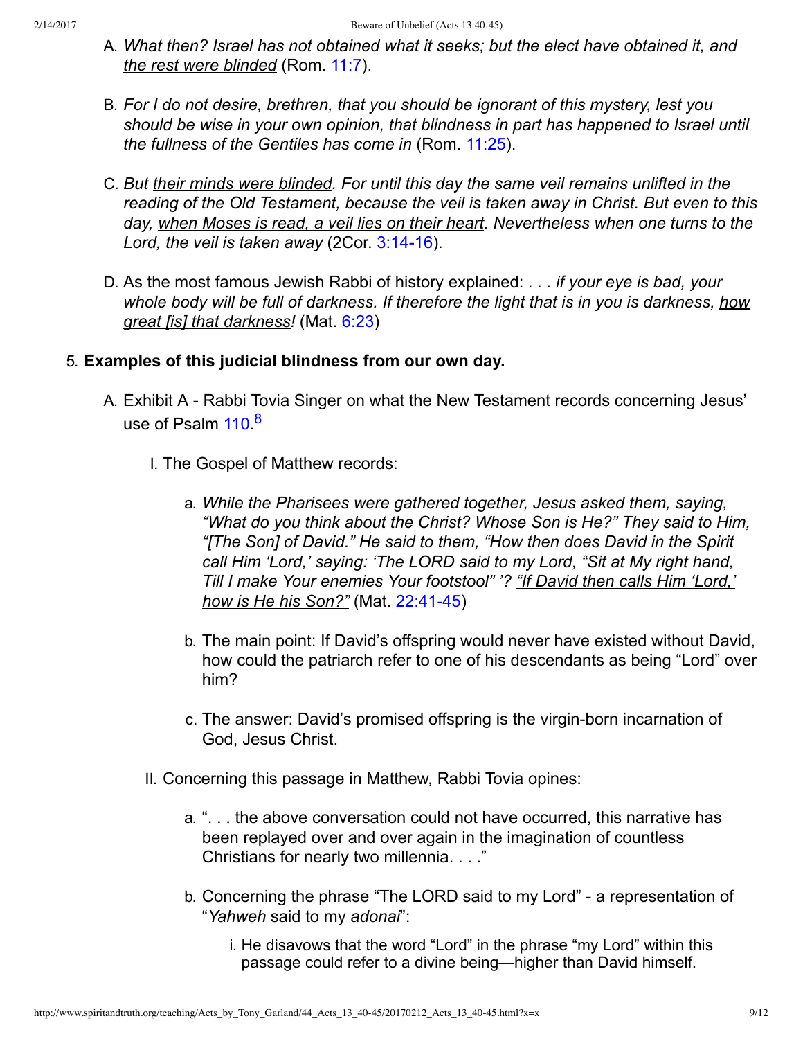A. *What then? Israel has not obtained what it seeks; but the elect have obtained it, and the rest were blinded* (Rom. 11:7).

B. *For I do not desire, brethren, that you should be ignorant of this mystery, lest you should be wise in your own opinion, that blindness in part has happened to Israel until the fullness of the Gentiles has come in* (Rom. 11:25).

C. *But their minds were blinded. For until this day the same veil remains unlifted in the reading of the Old Testament, because the veil is taken away in Christ. But even to this day, when Moses is read, a veil lies on their heart. Nevertheless when one turns to the Lord, the veil is taken away* (2Cor. 3:14-16).

D. As the most famous Jewish Rabbi of history explained: *. . . if your eye is bad, your whole body will be full of darkness. If therefore the light that is in you is darkness, how great [is] that darkness!* (Mat. 6:23)

5. **Examples of this judicial blindness from our own day.**

   A. Exhibit A - Rabbi Tovia Singer on what the New Testament records concerning Jesus' use of Psalm 110.[8]

      I. The Gospel of Matthew records:

         a. *While the Pharisees were gathered together, Jesus asked them, saying, "What do you think about the Christ? Whose Son is He?" They said to Him, "[The Son] of David." He said to them, "How then does David in the Spirit call Him 'Lord,' saying: 'The LORD said to my Lord, "Sit at My right hand, Till I make Your enemies Your footstool" '? "If David then calls Him 'Lord,' how is He his Son?"* (Mat. 22:41-45)

         b. The main point: If David's offspring would never have existed without David, how could the patriarch refer to one of his descendants as being "Lord" over him?

         c. The answer: David's promised offspring is the virgin-born incarnation of God, Jesus Christ.

      II. Concerning this passage in Matthew, Rabbi Tovia opines:

         a. ". . . the above conversation could not have occurred, this narrative has been replayed over and over again in the imagination of countless Christians for nearly two millennia. . . ."

         b. Concerning the phrase "The LORD said to my Lord" - a representation of "*Yahweh* said to my *adonai*":

            i. He disavows that the word "Lord" in the phrase "my Lord" within this passage could refer to a divine being—higher than David himself.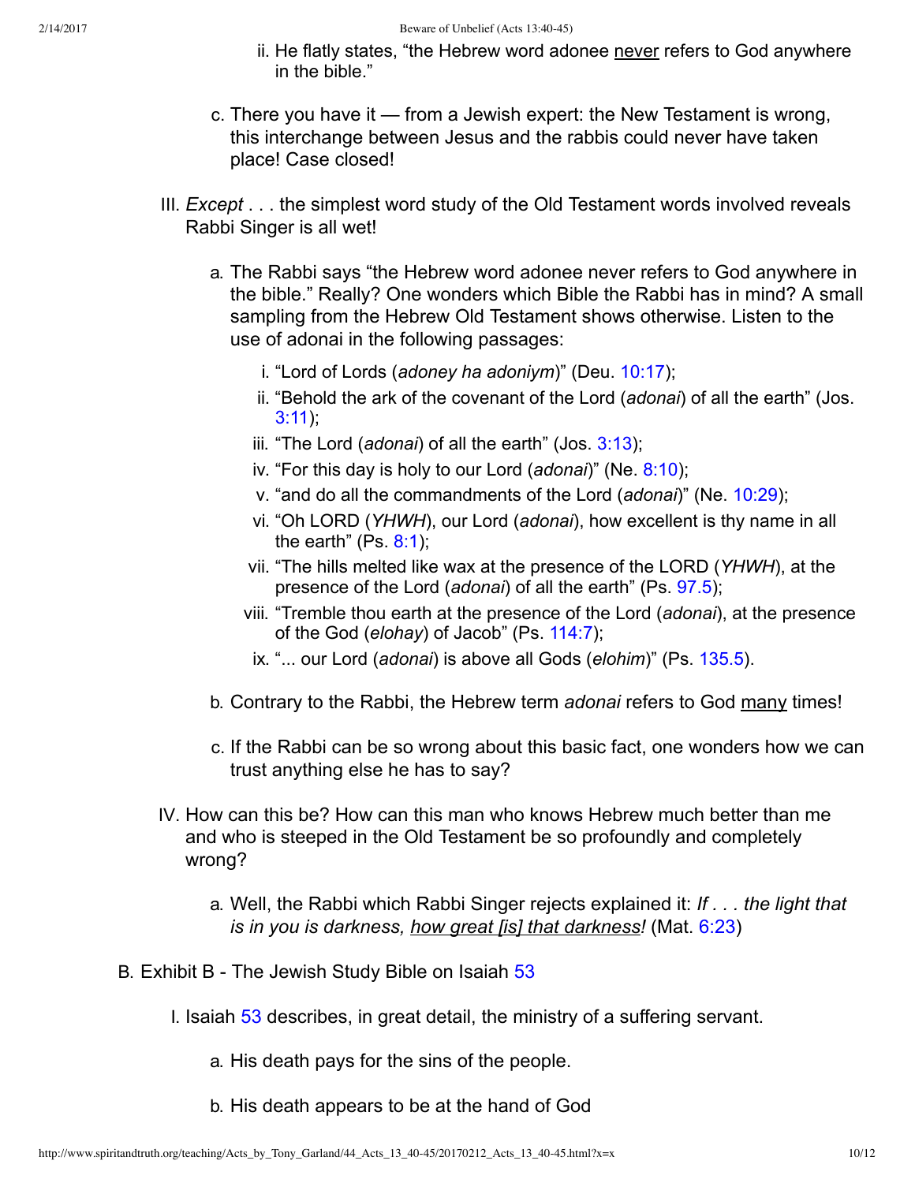ii. He flatly states, “the Hebrew word adonee never refers to God anywhere in the bible.”

c. There you have it — from a Jewish expert: the New Testament is wrong, this interchange between Jesus and the rabbis could never have taken place! Case closed!

III. *Except* . . . the simplest word study of the Old Testament words involved reveals Rabbi Singer is all wet!

a. The Rabbi says “the Hebrew word adonee never refers to God anywhere in the bible.” Really? One wonders which Bible the Rabbi has in mind? A small sampling from the Hebrew Old Testament shows otherwise. Listen to the use of adonai in the following passages:

i. “Lord of Lords (*adoney ha adoniym*)” (Deu. 10:17);
ii. “Behold the ark of the covenant of the Lord (*adonai*) of all the earth” (Jos. 3:11);
iii. “The Lord (*adonai*) of all the earth” (Jos. 3:13);
iv. “For this day is holy to our Lord (*adonai*)” (Ne. 8:10);
v. “and do all the commandments of the Lord (*adonai*)” (Ne. 10:29);
vi. “Oh LORD (*YHWH*), our Lord (*adonai*), how excellent is thy name in all the earth” (Ps. 8:1);
vii. “The hills melted like wax at the presence of the LORD (*YHWH*), at the presence of the Lord (*adonai*) of all the earth” (Ps. 97.5);
viii. “Tremble thou earth at the presence of the Lord (*adonai*), at the presence of the God (*elohay*) of Jacob” (Ps. 114:7);
ix. “... our Lord (*adonai*) is above all Gods (*elohim*)” (Ps. 135.5).

b. Contrary to the Rabbi, the Hebrew term *adonai* refers to God many times!

c. If the Rabbi can be so wrong about this basic fact, one wonders how we can trust anything else he has to say?

IV. How can this be? How can this man who knows Hebrew much better than me and who is steeped in the Old Testament be so profoundly and completely wrong?

a. Well, the Rabbi which Rabbi Singer rejects explained it: *If . . . the light that is in you is darkness, how great [is] that darkness!* (Mat. 6:23)

B. Exhibit B - The Jewish Study Bible on Isaiah 53

I. Isaiah 53 describes, in great detail, the ministry of a suffering servant.

a. His death pays for the sins of the people.

b. His death appears to be at the hand of God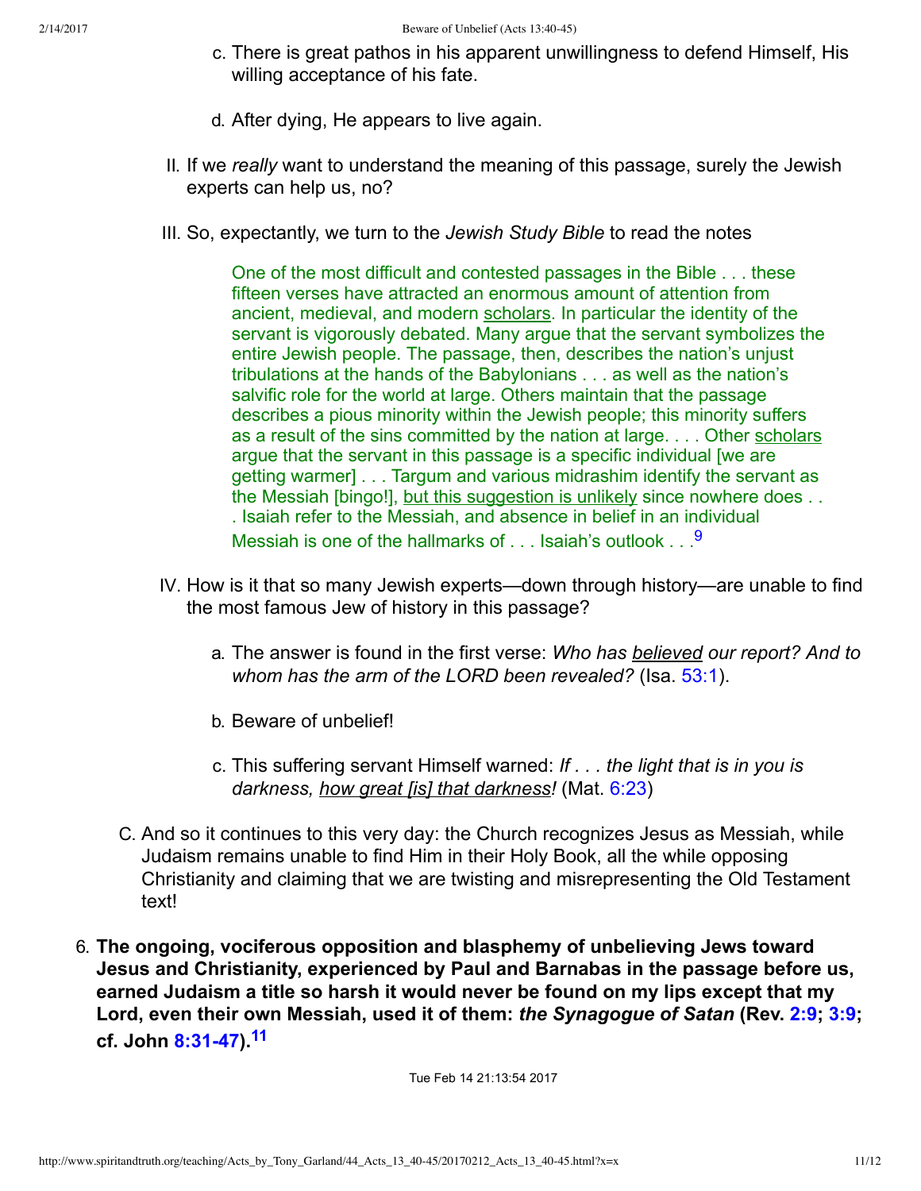c. There is great pathos in his apparent unwillingness to defend Himself, His willing acceptance of his fate.

d. After dying, He appears to live again.

II. If we *really* want to understand the meaning of this passage, surely the Jewish experts can help us, no?

III. So, expectantly, we turn to the *Jewish Study Bible* to read the notes

> One of the most difficult and contested passages in the Bible . . . these fifteen verses have attracted an enormous amount of attention from ancient, medieval, and modern scholars. In particular the identity of the servant is vigorously debated. Many argue that the servant symbolizes the entire Jewish people. The passage, then, describes the nation's unjust tribulations at the hands of the Babylonians . . . as well as the nation's salvific role for the world at large. Others maintain that the passage describes a pious minority within the Jewish people; this minority suffers as a result of the sins committed by the nation at large. . . . Other scholars argue that the servant in this passage is a specific individual [we are getting warmer] . . . Targum and various midrashim identify the servant as the Messiah [bingo!], but this suggestion is unlikely since nowhere does . . . Isaiah refer to the Messiah, and absence in belief in an individual Messiah is one of the hallmarks of . . . Isaiah's outlook . . .[9]

IV. How is it that so many Jewish experts—down through history—are unable to find the most famous Jew of history in this passage?

a. The answer is found in the first verse: *Who has believed our report? And to whom has the arm of the LORD been revealed?* (Isa. 53:1).

b. Beware of unbelief!

c. This suffering servant Himself warned: *If . . . the light that is in you is darkness, how great [is] that darkness!* (Mat. 6:23)

C. And so it continues to this very day: the Church recognizes Jesus as Messiah, while Judaism remains unable to find Him in their Holy Book, all the while opposing Christianity and claiming that we are twisting and misrepresenting the Old Testament text!

6. **The ongoing, vociferous opposition and blasphemy of unbelieving Jews toward Jesus and Christianity, experienced by Paul and Barnabas in the passage before us, earned Judaism a title so harsh it would never be found on my lips except that my Lord, even their own Messiah, used it of them: *the Synagogue of Satan* (Rev. 2:9; 3:9; cf. John 8:31-47).[11]**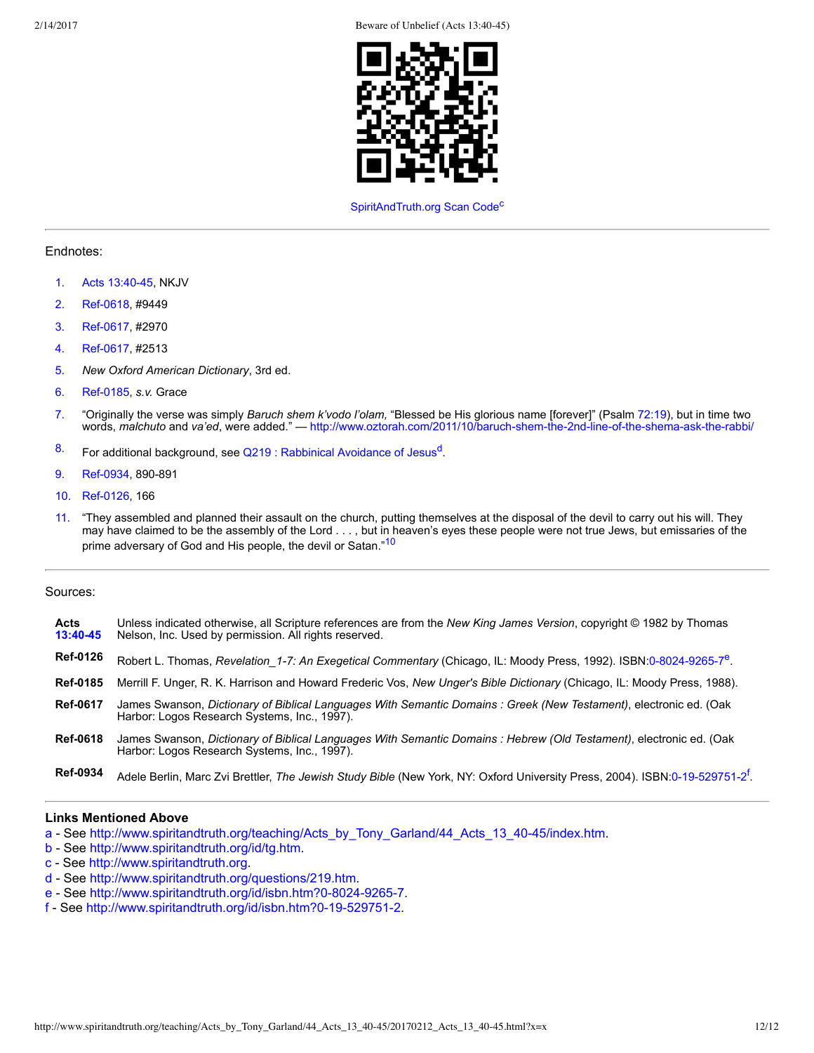SpiritAndTruth.org Scan Code[c]

Endnotes:

1. Acts 13:40-45, NKJV
2. Ref-0618, #9449
3. Ref-0617, #2970
4. Ref-0617, #2513
5. *New Oxford American Dictionary*, 3rd ed.
6. Ref-0185, *s.v.* Grace
7. "Originally the verse was simply *Baruch shem k'vodo l'olam,* "Blessed be His glorious name [forever]" (Psalm 72:19), but in time two words, *malchuto* and *va'ed*, were added." — http://www.oztorah.com/2011/10/baruch-shem-the-2nd-line-of-the-shema-ask-the-rabbi/
8. For additional background, see Q219 : Rabbinical Avoidance of Jesus[d].
9. Ref-0934, 890-891
10. Ref-0126, 166
11. "They assembled and planned their assault on the church, putting themselves at the disposal of the devil to carry out his will. They may have claimed to be the assembly of the Lord . . . , but in heaven's eyes these people were not true Jews, but emissaries of the prime adversary of God and His people, the devil or Satan."[10]

Sources:

| | |
|---|---|
| **Acts 13:40-45** | Unless indicated otherwise, all Scripture references are from the *New King James Version*, copyright © 1982 by Thomas Nelson, Inc. Used by permission. All rights reserved. |
| **Ref-0126** | Robert L. Thomas, *Revelation_1-7: An Exegetical Commentary* (Chicago, IL: Moody Press, 1992). ISBN:0-8024-9265-7[e]. |
| **Ref-0185** | Merrill F. Unger, R. K. Harrison and Howard Frederic Vos, *New Unger's Bible Dictionary* (Chicago, IL: Moody Press, 1988). |
| **Ref-0617** | James Swanson, *Dictionary of Biblical Languages With Semantic Domains : Greek (New Testament)*, electronic ed. (Oak Harbor: Logos Research Systems, Inc., 1997). |
| **Ref-0618** | James Swanson, *Dictionary of Biblical Languages With Semantic Domains : Hebrew (Old Testament)*, electronic ed. (Oak Harbor: Logos Research Systems, Inc., 1997). |
| **Ref-0934** | Adele Berlin, Marc Zvi Brettler, *The Jewish Study Bible* (New York, NY: Oxford University Press, 2004). ISBN:0-19-529751-2[f]. |

### Links Mentioned Above

a - See http://www.spiritandtruth.org/teaching/Acts_by_Tony_Garland/44_Acts_13_40-45/index.htm.
b - See http://www.spiritandtruth.org/id/tg.htm.
c - See http://www.spiritandtruth.org.
d - See http://www.spiritandtruth.org/questions/219.htm.
e - See http://www.spiritandtruth.org/id/isbn.htm?0-8024-9265-7.
f - See http://www.spiritandtruth.org/id/isbn.htm?0-19-529751-2.